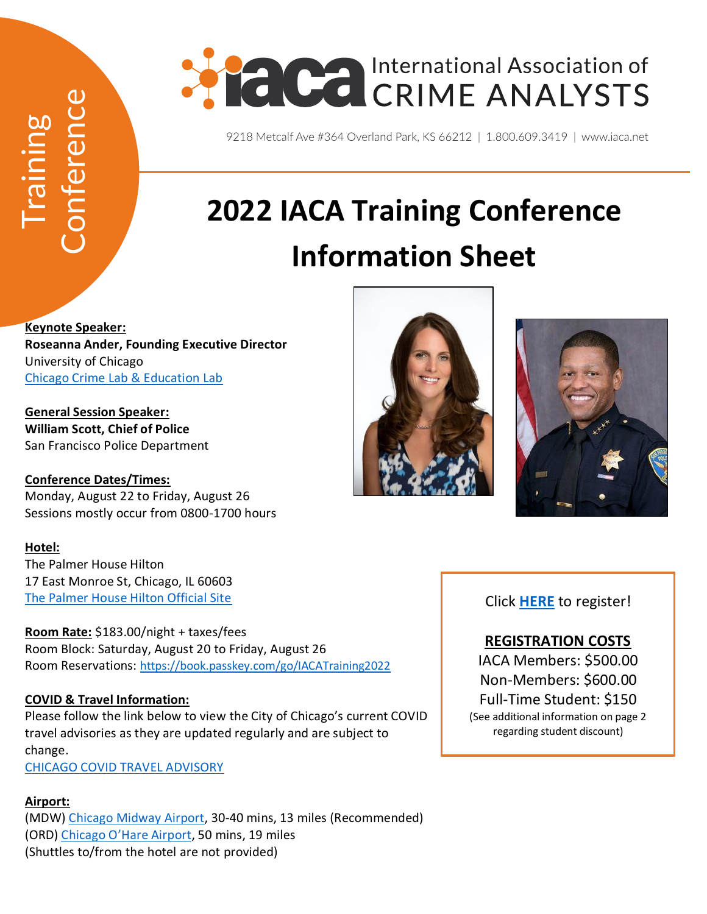Training Conference

International Association of CRIME ANALYSTS

9218 Metcalf Ave #364 Overland Park, KS 66212 | 1.800.609.3419 | www.iaca.net

# 2022 IACA Training Conference Information Sheet

**Keynote Speaker:**
**Roseanna Ander, Founding Executive Director**
University of Chicago
Chicago Crime Lab & Education Lab

**General Session Speaker:**
**William Scott, Chief of Police**
San Francisco Police Department

**Conference Dates/Times:**
Monday, August 22 to Friday, August 26
Sessions mostly occur from 0800-1700 hours

**Hotel:**
The Palmer House Hilton
17 East Monroe St, Chicago, IL 60603
The Palmer House Hilton Official Site

**Room Rate:** $183.00/night + taxes/fees
Room Block: Saturday, August 20 to Friday, August 26
Room Reservations: https://book.passkey.com/go/IACATraining2022

**COVID & Travel Information:**
Please follow the link below to view the City of Chicago's current COVID travel advisories as they are updated regularly and are subject to change.
CHICAGO COVID TRAVEL ADVISORY

**Airport:**
(MDW) Chicago Midway Airport, 30-40 mins, 13 miles (Recommended)
(ORD) Chicago O'Hare Airport, 50 mins, 19 miles
(Shuttles to/from the hotel are not provided)

Click **HERE** to register!

**REGISTRATION COSTS**
IACA Members: $500.00
Non-Members: $600.00
Full-Time Student: $150
(See additional information on page 2 regarding student discount)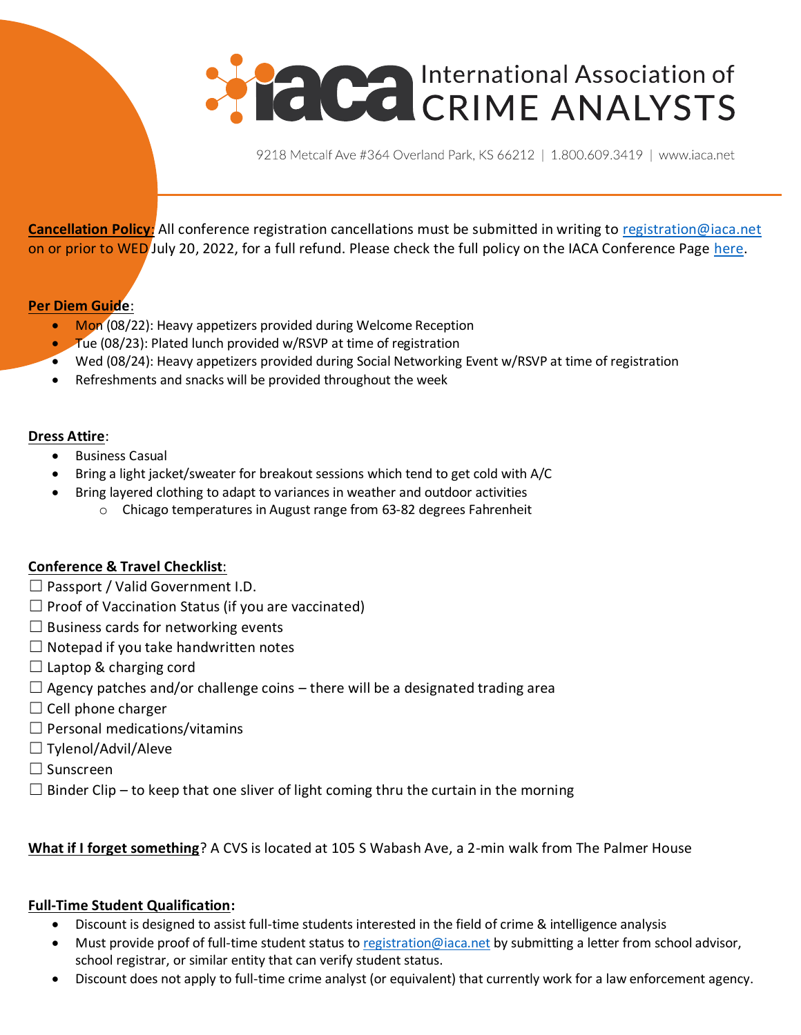# International Association of CRIME ANALYSTS

9218 Metcalf Ave #364 Overland Park, KS 66212 | 1.800.609.3419 | www.iaca.net

**Cancellation Policy**: All conference registration cancellations must be submitted in writing to registration@iaca.net on or prior to WED July 20, 2022, for a full refund. Please check the full policy on the IACA Conference Page here.

**Per Diem Guide**:

- Mon (08/22): Heavy appetizers provided during Welcome Reception
- Tue (08/23): Plated lunch provided w/RSVP at time of registration
- Wed (08/24): Heavy appetizers provided during Social Networking Event w/RSVP at time of registration
- Refreshments and snacks will be provided throughout the week

**Dress Attire**:

- Business Casual
- Bring a light jacket/sweater for breakout sessions which tend to get cold with A/C
- Bring layered clothing to adapt to variances in weather and outdoor activities
  - Chicago temperatures in August range from 63-82 degrees Fahrenheit

**Conference & Travel Checklist**:

☐ Passport / Valid Government I.D.
☐ Proof of Vaccination Status (if you are vaccinated)
☐ Business cards for networking events
☐ Notepad if you take handwritten notes
☐ Laptop & charging cord
☐ Agency patches and/or challenge coins – there will be a designated trading area
☐ Cell phone charger
☐ Personal medications/vitamins
☐ Tylenol/Advil/Aleve
☐ Sunscreen
☐ Binder Clip – to keep that one sliver of light coming thru the curtain in the morning

**What if I forget something**? A CVS is located at 105 S Wabash Ave, a 2-min walk from The Palmer House

**Full-Time Student Qualification:**

- Discount is designed to assist full-time students interested in the field of crime & intelligence analysis
- Must provide proof of full-time student status to registration@iaca.net by submitting a letter from school advisor, school registrar, or similar entity that can verify student status.
- Discount does not apply to full-time crime analyst (or equivalent) that currently work for a law enforcement agency.